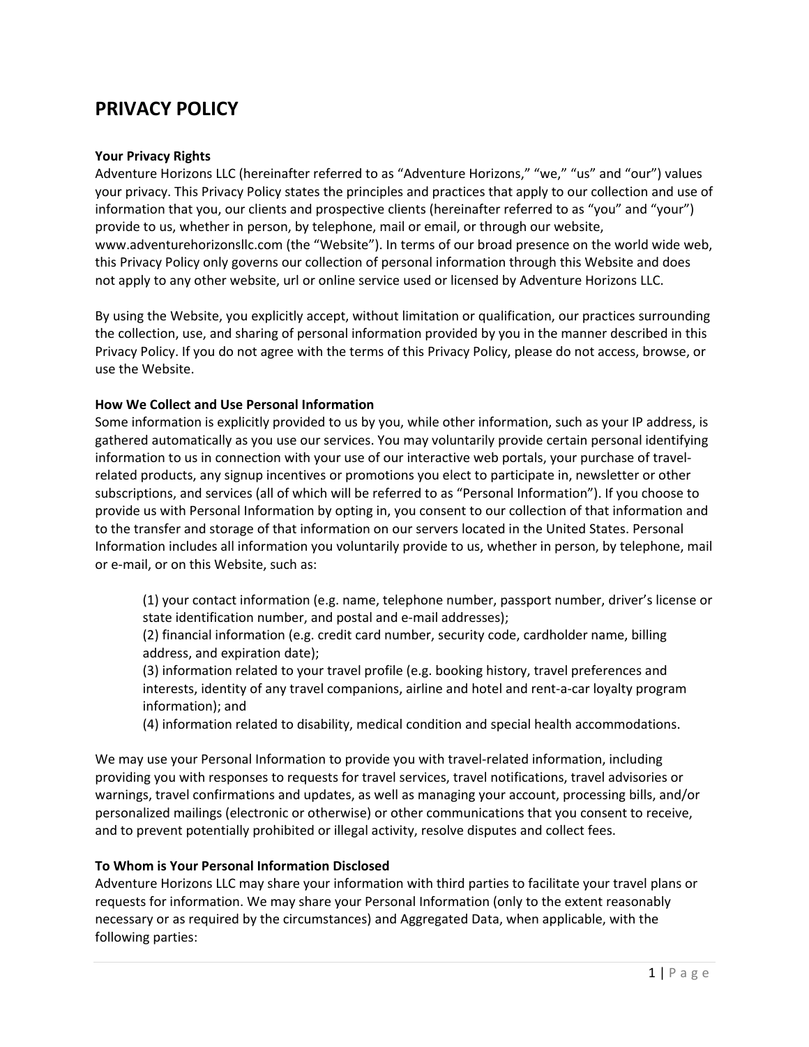# PRIVACY POLICY

**Your Privacy Rights**

Adventure Horizons LLC (hereinafter referred to as "Adventure Horizons," "we," "us" and "our") values your privacy. This Privacy Policy states the principles and practices that apply to our collection and use of information that you, our clients and prospective clients (hereinafter referred to as "you" and "your") provide to us, whether in person, by telephone, mail or email, or through our website, www.adventurehorizonsllc.com (the "Website"). In terms of our broad presence on the world wide web, this Privacy Policy only governs our collection of personal information through this Website and does not apply to any other website, url or online service used or licensed by Adventure Horizons LLC.

By using the Website, you explicitly accept, without limitation or qualification, our practices surrounding the collection, use, and sharing of personal information provided by you in the manner described in this Privacy Policy. If you do not agree with the terms of this Privacy Policy, please do not access, browse, or use the Website.

**How We Collect and Use Personal Information**

Some information is explicitly provided to us by you, while other information, such as your IP address, is gathered automatically as you use our services. You may voluntarily provide certain personal identifying information to us in connection with your use of our interactive web portals, your purchase of travel-related products, any signup incentives or promotions you elect to participate in, newsletter or other subscriptions, and services (all of which will be referred to as "Personal Information"). If you choose to provide us with Personal Information by opting in, you consent to our collection of that information and to the transfer and storage of that information on our servers located in the United States. Personal Information includes all information you voluntarily provide to us, whether in person, by telephone, mail or e-mail, or on this Website, such as:

> (1) your contact information (e.g. name, telephone number, passport number, driver's license or state identification number, and postal and e-mail addresses);
> (2) financial information (e.g. credit card number, security code, cardholder name, billing address, and expiration date);
> (3) information related to your travel profile (e.g. booking history, travel preferences and interests, identity of any travel companions, airline and hotel and rent-a-car loyalty program information); and
> (4) information related to disability, medical condition and special health accommodations.

We may use your Personal Information to provide you with travel-related information, including providing you with responses to requests for travel services, travel notifications, travel advisories or warnings, travel confirmations and updates, as well as managing your account, processing bills, and/or personalized mailings (electronic or otherwise) or other communications that you consent to receive, and to prevent potentially prohibited or illegal activity, resolve disputes and collect fees.

**To Whom is Your Personal Information Disclosed**

Adventure Horizons LLC may share your information with third parties to facilitate your travel plans or requests for information. We may share your Personal Information (only to the extent reasonably necessary or as required by the circumstances) and Aggregated Data, when applicable, with the following parties: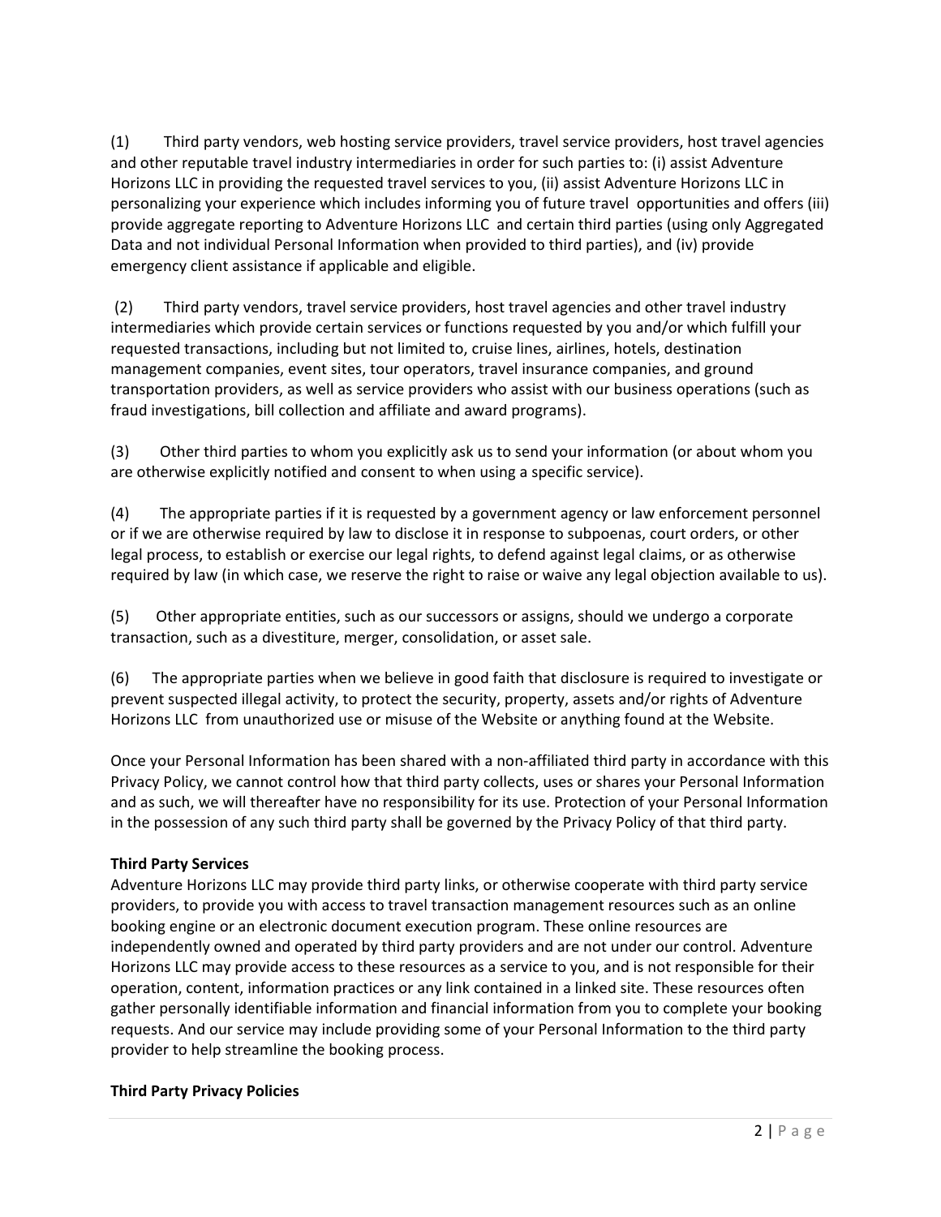(1) Third party vendors, web hosting service providers, travel service providers, host travel agencies and other reputable travel industry intermediaries in order for such parties to: (i) assist Adventure Horizons LLC in providing the requested travel services to you, (ii) assist Adventure Horizons LLC in personalizing your experience which includes informing you of future travel opportunities and offers (iii) provide aggregate reporting to Adventure Horizons LLC and certain third parties (using only Aggregated Data and not individual Personal Information when provided to third parties), and (iv) provide emergency client assistance if applicable and eligible.

(2) Third party vendors, travel service providers, host travel agencies and other travel industry intermediaries which provide certain services or functions requested by you and/or which fulfill your requested transactions, including but not limited to, cruise lines, airlines, hotels, destination management companies, event sites, tour operators, travel insurance companies, and ground transportation providers, as well as service providers who assist with our business operations (such as fraud investigations, bill collection and affiliate and award programs).

(3) Other third parties to whom you explicitly ask us to send your information (or about whom you are otherwise explicitly notified and consent to when using a specific service).

(4) The appropriate parties if it is requested by a government agency or law enforcement personnel or if we are otherwise required by law to disclose it in response to subpoenas, court orders, or other legal process, to establish or exercise our legal rights, to defend against legal claims, or as otherwise required by law (in which case, we reserve the right to raise or waive any legal objection available to us).

(5) Other appropriate entities, such as our successors or assigns, should we undergo a corporate transaction, such as a divestiture, merger, consolidation, or asset sale.

(6) The appropriate parties when we believe in good faith that disclosure is required to investigate or prevent suspected illegal activity, to protect the security, property, assets and/or rights of Adventure Horizons LLC from unauthorized use or misuse of the Website or anything found at the Website.

Once your Personal Information has been shared with a non-affiliated third party in accordance with this Privacy Policy, we cannot control how that third party collects, uses or shares your Personal Information and as such, we will thereafter have no responsibility for its use. Protection of your Personal Information in the possession of any such third party shall be governed by the Privacy Policy of that third party.

**Third Party Services**

Adventure Horizons LLC may provide third party links, or otherwise cooperate with third party service providers, to provide you with access to travel transaction management resources such as an online booking engine or an electronic document execution program. These online resources are independently owned and operated by third party providers and are not under our control. Adventure Horizons LLC may provide access to these resources as a service to you, and is not responsible for their operation, content, information practices or any link contained in a linked site. These resources often gather personally identifiable information and financial information from you to complete your booking requests. And our service may include providing some of your Personal Information to the third party provider to help streamline the booking process.

**Third Party Privacy Policies**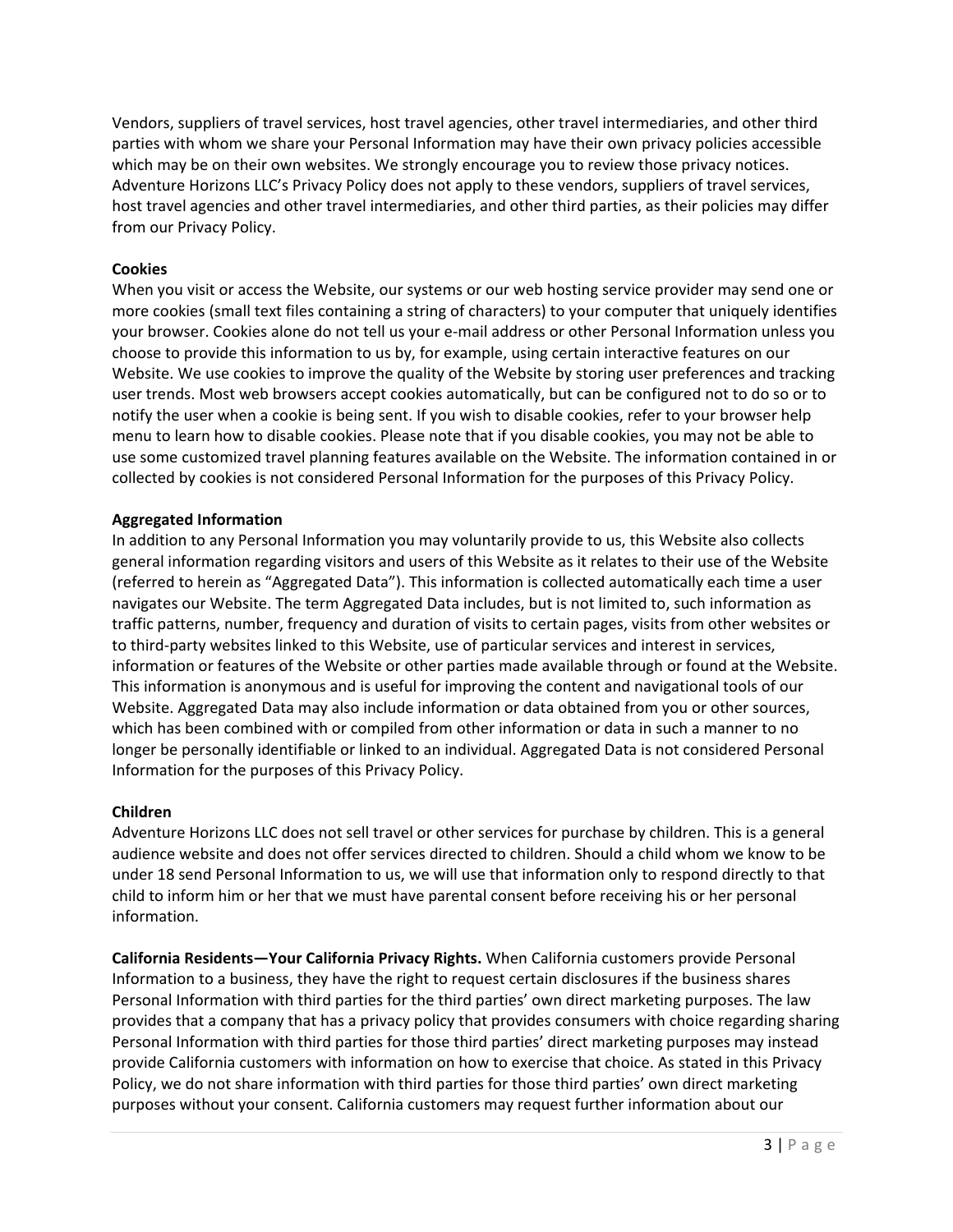Vendors, suppliers of travel services, host travel agencies, other travel intermediaries, and other third parties with whom we share your Personal Information may have their own privacy policies accessible which may be on their own websites. We strongly encourage you to review those privacy notices. Adventure Horizons LLC's Privacy Policy does not apply to these vendors, suppliers of travel services, host travel agencies and other travel intermediaries, and other third parties, as their policies may differ from our Privacy Policy.

**Cookies**

When you visit or access the Website, our systems or our web hosting service provider may send one or more cookies (small text files containing a string of characters) to your computer that uniquely identifies your browser. Cookies alone do not tell us your e-mail address or other Personal Information unless you choose to provide this information to us by, for example, using certain interactive features on our Website. We use cookies to improve the quality of the Website by storing user preferences and tracking user trends. Most web browsers accept cookies automatically, but can be configured not to do so or to notify the user when a cookie is being sent. If you wish to disable cookies, refer to your browser help menu to learn how to disable cookies. Please note that if you disable cookies, you may not be able to use some customized travel planning features available on the Website. The information contained in or collected by cookies is not considered Personal Information for the purposes of this Privacy Policy.

**Aggregated Information**

In addition to any Personal Information you may voluntarily provide to us, this Website also collects general information regarding visitors and users of this Website as it relates to their use of the Website (referred to herein as "Aggregated Data"). This information is collected automatically each time a user navigates our Website. The term Aggregated Data includes, but is not limited to, such information as traffic patterns, number, frequency and duration of visits to certain pages, visits from other websites or to third-party websites linked to this Website, use of particular services and interest in services, information or features of the Website or other parties made available through or found at the Website. This information is anonymous and is useful for improving the content and navigational tools of our Website. Aggregated Data may also include information or data obtained from you or other sources, which has been combined with or compiled from other information or data in such a manner to no longer be personally identifiable or linked to an individual. Aggregated Data is not considered Personal Information for the purposes of this Privacy Policy.

**Children**

Adventure Horizons LLC does not sell travel or other services for purchase by children. This is a general audience website and does not offer services directed to children. Should a child whom we know to be under 18 send Personal Information to us, we will use that information only to respond directly to that child to inform him or her that we must have parental consent before receiving his or her personal information.

**California Residents—Your California Privacy Rights.** When California customers provide Personal Information to a business, they have the right to request certain disclosures if the business shares Personal Information with third parties for the third parties' own direct marketing purposes. The law provides that a company that has a privacy policy that provides consumers with choice regarding sharing Personal Information with third parties for those third parties' direct marketing purposes may instead provide California customers with information on how to exercise that choice. As stated in this Privacy Policy, we do not share information with third parties for those third parties' own direct marketing purposes without your consent. California customers may request further information about our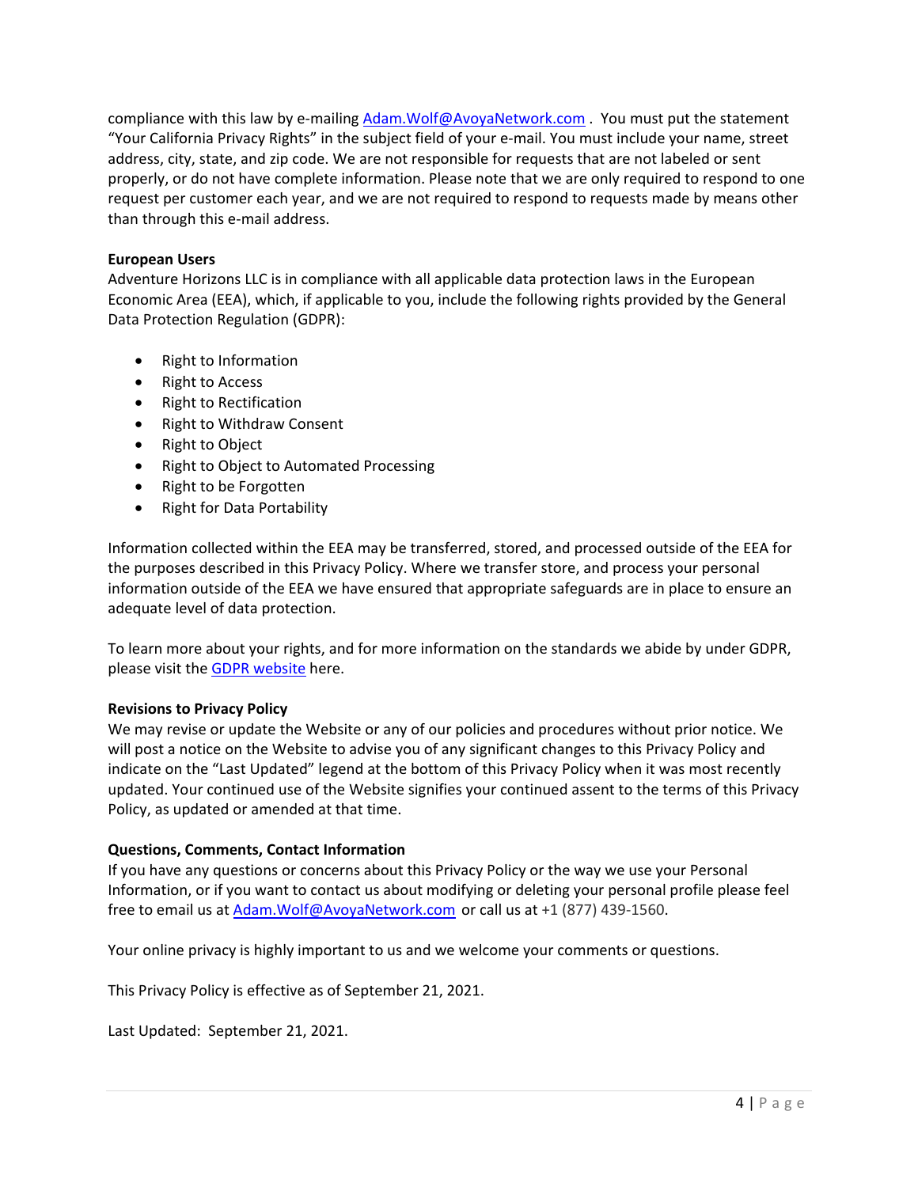compliance with this law by e-mailing [Adam.Wolf@AvoyaNetwork.com](mailto:Adam.Wolf@AvoyaNetwork.com) . You must put the statement "Your California Privacy Rights" in the subject field of your e-mail. You must include your name, street address, city, state, and zip code. We are not responsible for requests that are not labeled or sent properly, or do not have complete information. Please note that we are only required to respond to one request per customer each year, and we are not required to respond to requests made by means other than through this e-mail address.

**European Users**
Adventure Horizons LLC is in compliance with all applicable data protection laws in the European Economic Area (EEA), which, if applicable to you, include the following rights provided by the General Data Protection Regulation (GDPR):

- Right to Information
- Right to Access
- Right to Rectification
- Right to Withdraw Consent
- Right to Object
- Right to Object to Automated Processing
- Right to be Forgotten
- Right for Data Portability

Information collected within the EEA may be transferred, stored, and processed outside of the EEA for the purposes described in this Privacy Policy. Where we transfer store, and process your personal information outside of the EEA we have ensured that appropriate safeguards are in place to ensure an adequate level of data protection.

To learn more about your rights, and for more information on the standards we abide by under GDPR, please visit the GDPR website here.

**Revisions to Privacy Policy**
We may revise or update the Website or any of our policies and procedures without prior notice. We will post a notice on the Website to advise you of any significant changes to this Privacy Policy and indicate on the "Last Updated" legend at the bottom of this Privacy Policy when it was most recently updated. Your continued use of the Website signifies your continued assent to the terms of this Privacy Policy, as updated or amended at that time.

**Questions, Comments, Contact Information**
If you have any questions or concerns about this Privacy Policy or the way we use your Personal Information, or if you want to contact us about modifying or deleting your personal profile please feel free to email us at [Adam.Wolf@AvoyaNetwork.com](mailto:Adam.Wolf@AvoyaNetwork.com) or call us at +1 (877) 439-1560.

Your online privacy is highly important to us and we welcome your comments or questions.

This Privacy Policy is effective as of September 21, 2021.

Last Updated: September 21, 2021.